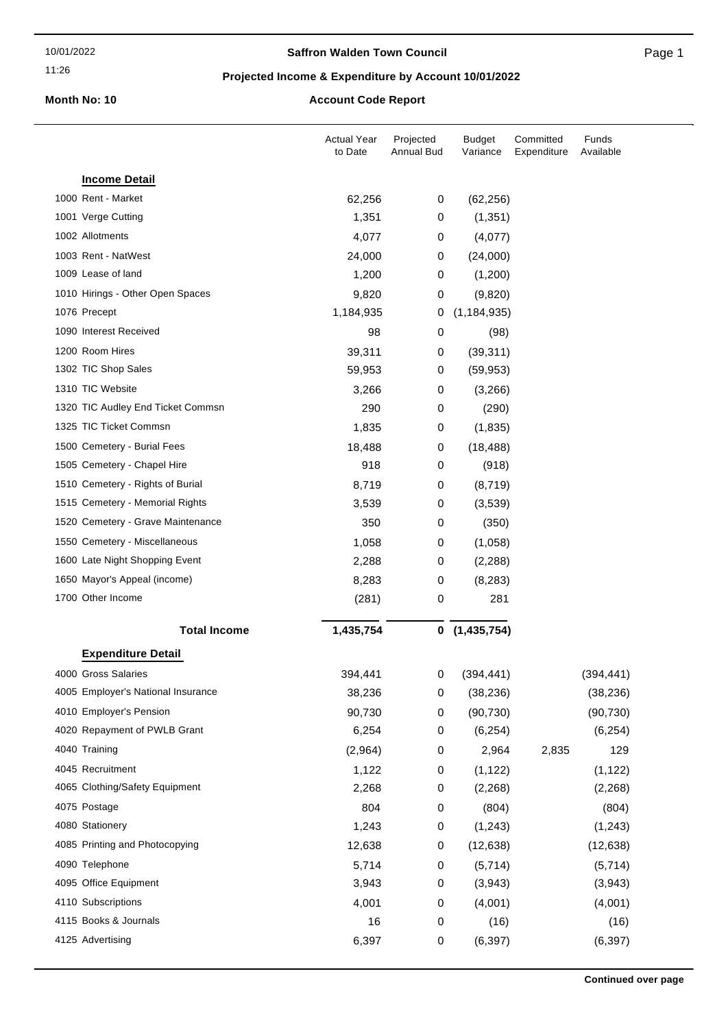**Saffron Walden Town Council**

**Projected Income & Expenditure by Account 10/01/2022**

10/01/2022

11:26

**Month No: 10**

**Account Code Report**

| | Actual Year to Date | Projected Annual Bud | Budget Variance | Committed Expenditure | Funds Available |
|---|---|---|---|---|---|
| **Income Detail** | | | | | |
| 1000 Rent - Market | 62,256 | 0 | (62,256) | | |
| 1001 Verge Cutting | 1,351 | 0 | (1,351) | | |
| 1002 Allotments | 4,077 | 0 | (4,077) | | |
| 1003 Rent - NatWest | 24,000 | 0 | (24,000) | | |
| 1009 Lease of land | 1,200 | 0 | (1,200) | | |
| 1010 Hirings - Other Open Spaces | 9,820 | 0 | (9,820) | | |
| 1076 Precept | 1,184,935 | 0 | (1,184,935) | | |
| 1090 Interest Received | 98 | 0 | (98) | | |
| 1200 Room Hires | 39,311 | 0 | (39,311) | | |
| 1302 TIC Shop Sales | 59,953 | 0 | (59,953) | | |
| 1310 TIC Website | 3,266 | 0 | (3,266) | | |
| 1320 TIC Audley End Ticket Commsn | 290 | 0 | (290) | | |
| 1325 TIC Ticket Commsn | 1,835 | 0 | (1,835) | | |
| 1500 Cemetery - Burial Fees | 18,488 | 0 | (18,488) | | |
| 1505 Cemetery - Chapel Hire | 918 | 0 | (918) | | |
| 1510 Cemetery - Rights of Burial | 8,719 | 0 | (8,719) | | |
| 1515 Cemetery - Memorial Rights | 3,539 | 0 | (3,539) | | |
| 1520 Cemetery - Grave Maintenance | 350 | 0 | (350) | | |
| 1550 Cemetery - Miscellaneous | 1,058 | 0 | (1,058) | | |
| 1600 Late Night Shopping Event | 2,288 | 0 | (2,288) | | |
| 1650 Mayor's Appeal (income) | 8,283 | 0 | (8,283) | | |
| 1700 Other Income | (281) | 0 | 281 | | |
| **Total Income** | **1,435,754** | **0** | **(1,435,754)** | | |
| **Expenditure Detail** | | | | | |
| 4000 Gross Salaries | 394,441 | 0 | (394,441) | | (394,441) |
| 4005 Employer's National Insurance | 38,236 | 0 | (38,236) | | (38,236) |
| 4010 Employer's Pension | 90,730 | 0 | (90,730) | | (90,730) |
| 4020 Repayment of PWLB Grant | 6,254 | 0 | (6,254) | | (6,254) |
| 4040 Training | (2,964) | 0 | 2,964 | 2,835 | 129 |
| 4045 Recruitment | 1,122 | 0 | (1,122) | | (1,122) |
| 4065 Clothing/Safety Equipment | 2,268 | 0 | (2,268) | | (2,268) |
| 4075 Postage | 804 | 0 | (804) | | (804) |
| 4080 Stationery | 1,243 | 0 | (1,243) | | (1,243) |
| 4085 Printing and Photocopying | 12,638 | 0 | (12,638) | | (12,638) |
| 4090 Telephone | 5,714 | 0 | (5,714) | | (5,714) |
| 4095 Office Equipment | 3,943 | 0 | (3,943) | | (3,943) |
| 4110 Subscriptions | 4,001 | 0 | (4,001) | | (4,001) |
| 4115 Books & Journals | 16 | 0 | (16) | | (16) |
| 4125 Advertising | 6,397 | 0 | (6,397) | | (6,397) |

**Continued over page**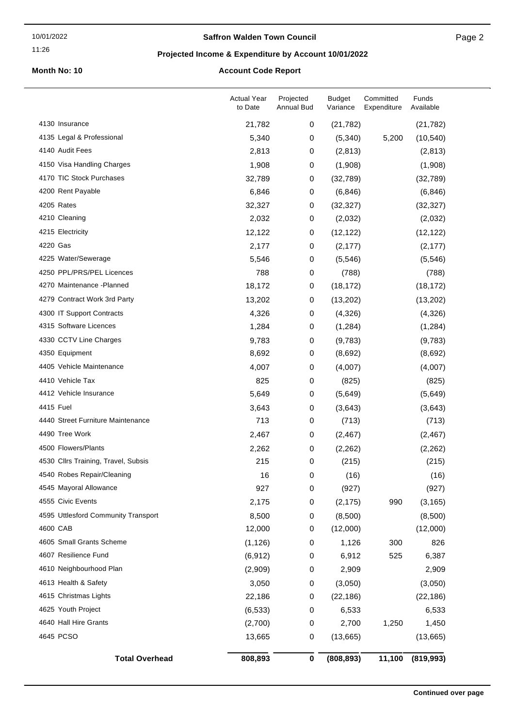**Saffron Walden Town Council**

**Projected Income & Expenditure by Account 10/01/2022**

**Month No: 10**

**Account Code Report**

| | Actual Year to Date | Projected Annual Bud | Budget Variance | Committed Expenditure | Funds Available |
|---|---|---|---|---|---|
| 4130 Insurance | 21,782 | 0 | (21,782) | | (21,782) |
| 4135 Legal & Professional | 5,340 | 0 | (5,340) | 5,200 | (10,540) |
| 4140 Audit Fees | 2,813 | 0 | (2,813) | | (2,813) |
| 4150 Visa Handling Charges | 1,908 | 0 | (1,908) | | (1,908) |
| 4170 TIC Stock Purchases | 32,789 | 0 | (32,789) | | (32,789) |
| 4200 Rent Payable | 6,846 | 0 | (6,846) | | (6,846) |
| 4205 Rates | 32,327 | 0 | (32,327) | | (32,327) |
| 4210 Cleaning | 2,032 | 0 | (2,032) | | (2,032) |
| 4215 Electricity | 12,122 | 0 | (12,122) | | (12,122) |
| 4220 Gas | 2,177 | 0 | (2,177) | | (2,177) |
| 4225 Water/Sewerage | 5,546 | 0 | (5,546) | | (5,546) |
| 4250 PPL/PRS/PEL Licences | 788 | 0 | (788) | | (788) |
| 4270 Maintenance -Planned | 18,172 | 0 | (18,172) | | (18,172) |
| 4279 Contract Work 3rd Party | 13,202 | 0 | (13,202) | | (13,202) |
| 4300 IT Support Contracts | 4,326 | 0 | (4,326) | | (4,326) |
| 4315 Software Licences | 1,284 | 0 | (1,284) | | (1,284) |
| 4330 CCTV Line Charges | 9,783 | 0 | (9,783) | | (9,783) |
| 4350 Equipment | 8,692 | 0 | (8,692) | | (8,692) |
| 4405 Vehicle Maintenance | 4,007 | 0 | (4,007) | | (4,007) |
| 4410 Vehicle Tax | 825 | 0 | (825) | | (825) |
| 4412 Vehicle Insurance | 5,649 | 0 | (5,649) | | (5,649) |
| 4415 Fuel | 3,643 | 0 | (3,643) | | (3,643) |
| 4440 Street Furniture Maintenance | 713 | 0 | (713) | | (713) |
| 4490 Tree Work | 2,467 | 0 | (2,467) | | (2,467) |
| 4500 Flowers/Plants | 2,262 | 0 | (2,262) | | (2,262) |
| 4530 Cllrs Training, Travel, Subsis | 215 | 0 | (215) | | (215) |
| 4540 Robes Repair/Cleaning | 16 | 0 | (16) | | (16) |
| 4545 Mayoral Allowance | 927 | 0 | (927) | | (927) |
| 4555 Civic Events | 2,175 | 0 | (2,175) | 990 | (3,165) |
| 4595 Uttlesford Community Transport | 8,500 | 0 | (8,500) | | (8,500) |
| 4600 CAB | 12,000 | 0 | (12,000) | | (12,000) |
| 4605 Small Grants Scheme | (1,126) | 0 | 1,126 | 300 | 826 |
| 4607 Resilience Fund | (6,912) | 0 | 6,912 | 525 | 6,387 |
| 4610 Neighbourhood Plan | (2,909) | 0 | 2,909 | | 2,909 |
| 4613 Health & Safety | 3,050 | 0 | (3,050) | | (3,050) |
| 4615 Christmas Lights | 22,186 | 0 | (22,186) | | (22,186) |
| 4625 Youth Project | (6,533) | 0 | 6,533 | | 6,533 |
| 4640 Hall Hire Grants | (2,700) | 0 | 2,700 | 1,250 | 1,450 |
| 4645 PCSO | 13,665 | 0 | (13,665) | | (13,665) |
| **Total Overhead** | **808,893** | **0** | **(808,893)** | **11,100** | **(819,993)** |

**Continued over page**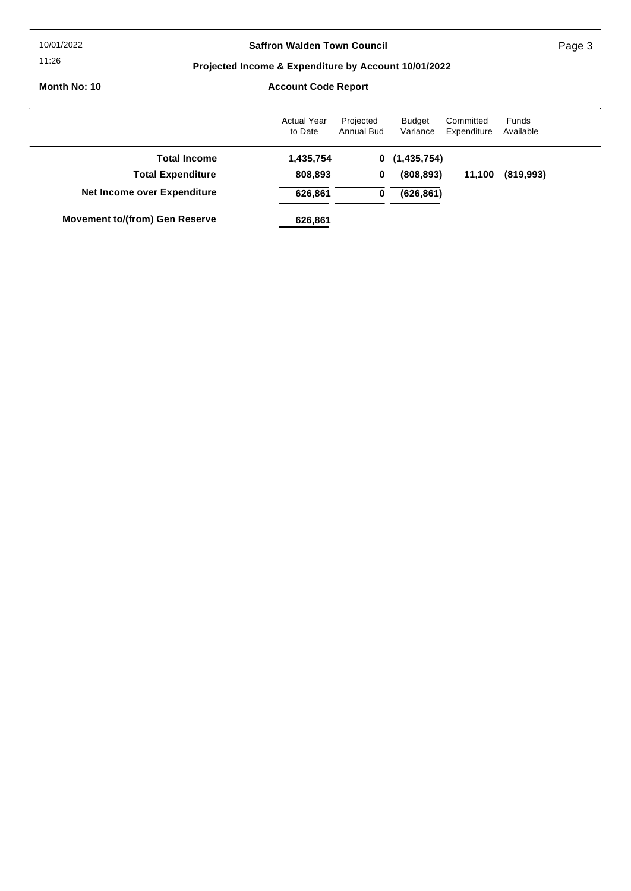**Saffron Walden Town Council**

**Projected Income & Expenditure by Account 10/01/2022**

**Month No: 10** **Account Code Report**

| | Actual Year to Date | Projected Annual Bud | Budget Variance | Committed Expenditure | Funds Available |
|---|---|---|---|---|---|
| **Total Income** | **1,435,754** | **0** | **(1,435,754)** | | |
| **Total Expenditure** | **808,893** | **0** | **(808,893)** | **11,100** | **(819,993)** |
| **Net Income over Expenditure** | **626,861** | **0** | **(626,861)** | | |
| **Movement to/(from) Gen Reserve** | **626,861** | | | | |